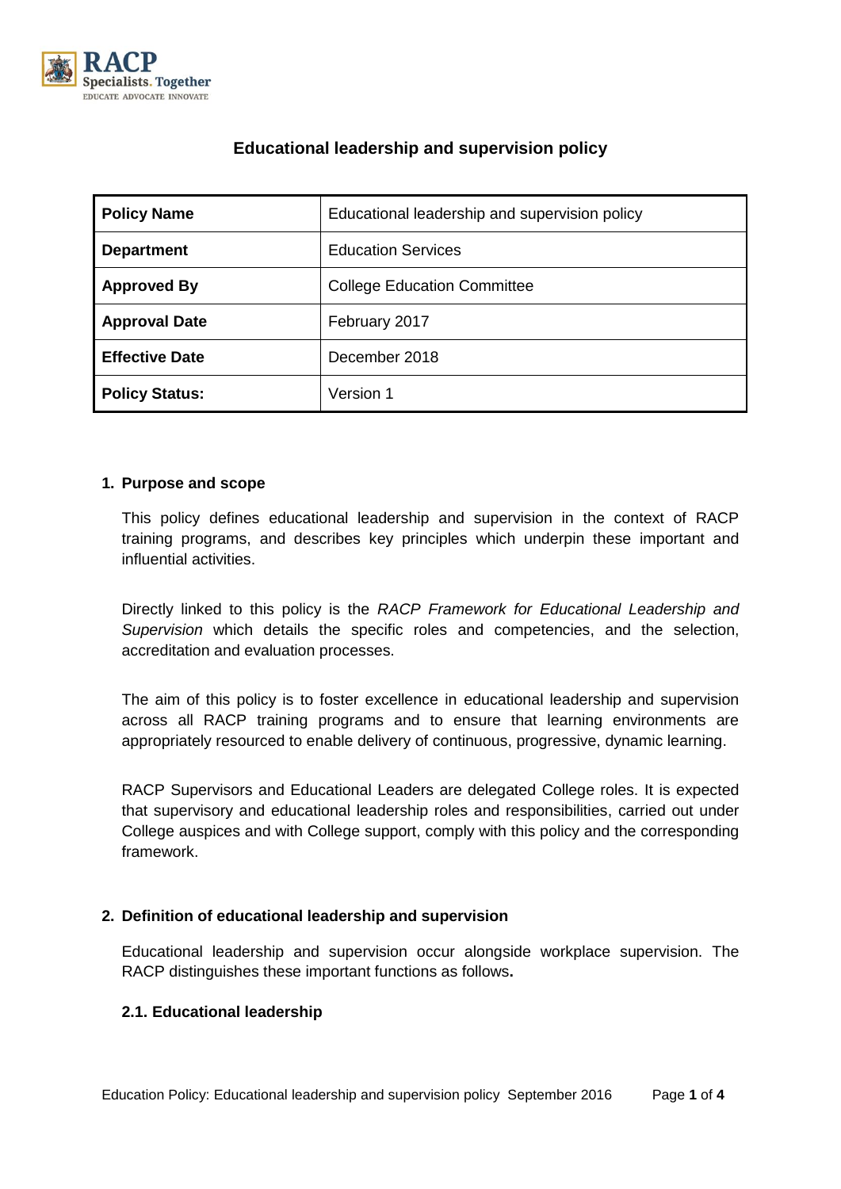# Educational leadership and supervision policy

| Policy Name | Educational leadership and supervision policy |
|---|---|
| Department | Education Services |
| Approved By | College Education Committee |
| Approval Date | February 2017 |
| Effective Date | December 2018 |
| Policy Status: | Version 1 |

## 1. Purpose and scope

This policy defines educational leadership and supervision in the context of RACP training programs, and describes key principles which underpin these important and influential activities.

Directly linked to this policy is the *RACP Framework for Educational Leadership and Supervision* which details the specific roles and competencies, and the selection, accreditation and evaluation processes.

The aim of this policy is to foster excellence in educational leadership and supervision across all RACP training programs and to ensure that learning environments are appropriately resourced to enable delivery of continuous, progressive, dynamic learning.

RACP Supervisors and Educational Leaders are delegated College roles. It is expected that supervisory and educational leadership roles and responsibilities, carried out under College auspices and with College support, comply with this policy and the corresponding framework.

## 2. Definition of educational leadership and supervision

Educational leadership and supervision occur alongside workplace supervision. The RACP distinguishes these important functions as follows**.**

### 2.1. Educational leadership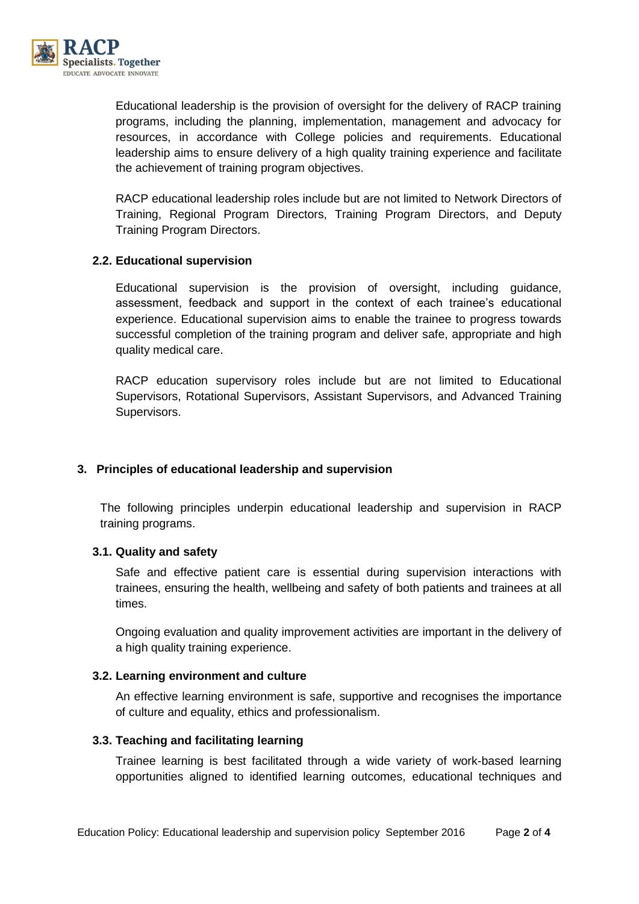Educational leadership is the provision of oversight for the delivery of RACP training programs, including the planning, implementation, management and advocacy for resources, in accordance with College policies and requirements. Educational leadership aims to ensure delivery of a high quality training experience and facilitate the achievement of training program objectives.

RACP educational leadership roles include but are not limited to Network Directors of Training, Regional Program Directors, Training Program Directors, and Deputy Training Program Directors.

### 2.2. Educational supervision

Educational supervision is the provision of oversight, including guidance, assessment, feedback and support in the context of each trainee's educational experience. Educational supervision aims to enable the trainee to progress towards successful completion of the training program and deliver safe, appropriate and high quality medical care.

RACP education supervisory roles include but are not limited to Educational Supervisors, Rotational Supervisors, Assistant Supervisors, and Advanced Training Supervisors.

## 3. Principles of educational leadership and supervision

The following principles underpin educational leadership and supervision in RACP training programs.

### 3.1. Quality and safety

Safe and effective patient care is essential during supervision interactions with trainees, ensuring the health, wellbeing and safety of both patients and trainees at all times.

Ongoing evaluation and quality improvement activities are important in the delivery of a high quality training experience.

### 3.2. Learning environment and culture

An effective learning environment is safe, supportive and recognises the importance of culture and equality, ethics and professionalism.

### 3.3. Teaching and facilitating learning

Trainee learning is best facilitated through a wide variety of work-based learning opportunities aligned to identified learning outcomes, educational techniques and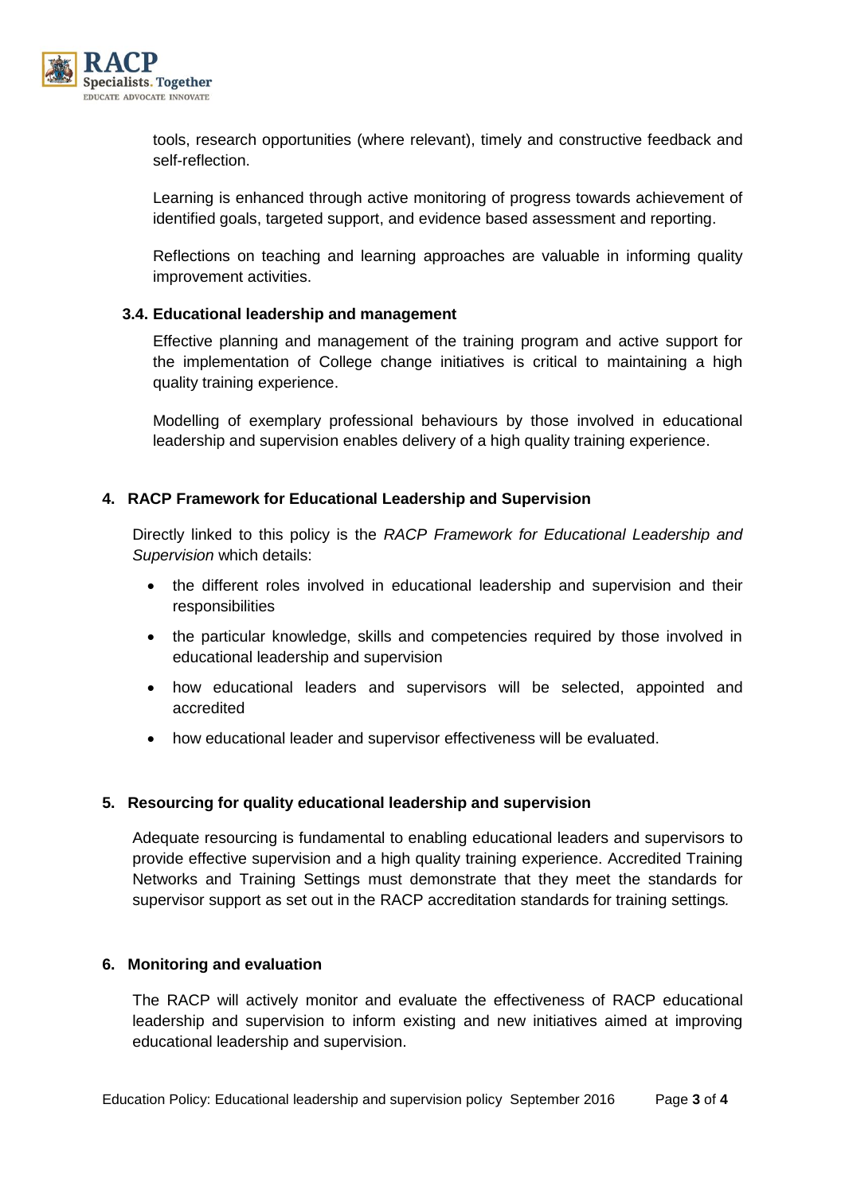tools, research opportunities (where relevant), timely and constructive feedback and self-reflection.

Learning is enhanced through active monitoring of progress towards achievement of identified goals, targeted support, and evidence based assessment and reporting.

Reflections on teaching and learning approaches are valuable in informing quality improvement activities.

### 3.4. Educational leadership and management

Effective planning and management of the training program and active support for the implementation of College change initiatives is critical to maintaining a high quality training experience.

Modelling of exemplary professional behaviours by those involved in educational leadership and supervision enables delivery of a high quality training experience.

## 4. RACP Framework for Educational Leadership and Supervision

Directly linked to this policy is the *RACP Framework for Educational Leadership and Supervision* which details:

- the different roles involved in educational leadership and supervision and their responsibilities
- the particular knowledge, skills and competencies required by those involved in educational leadership and supervision
- how educational leaders and supervisors will be selected, appointed and accredited
- how educational leader and supervisor effectiveness will be evaluated.

## 5. Resourcing for quality educational leadership and supervision

Adequate resourcing is fundamental to enabling educational leaders and supervisors to provide effective supervision and a high quality training experience. Accredited Training Networks and Training Settings must demonstrate that they meet the standards for supervisor support as set out in the RACP accreditation standards for training settings.

## 6. Monitoring and evaluation

The RACP will actively monitor and evaluate the effectiveness of RACP educational leadership and supervision to inform existing and new initiatives aimed at improving educational leadership and supervision.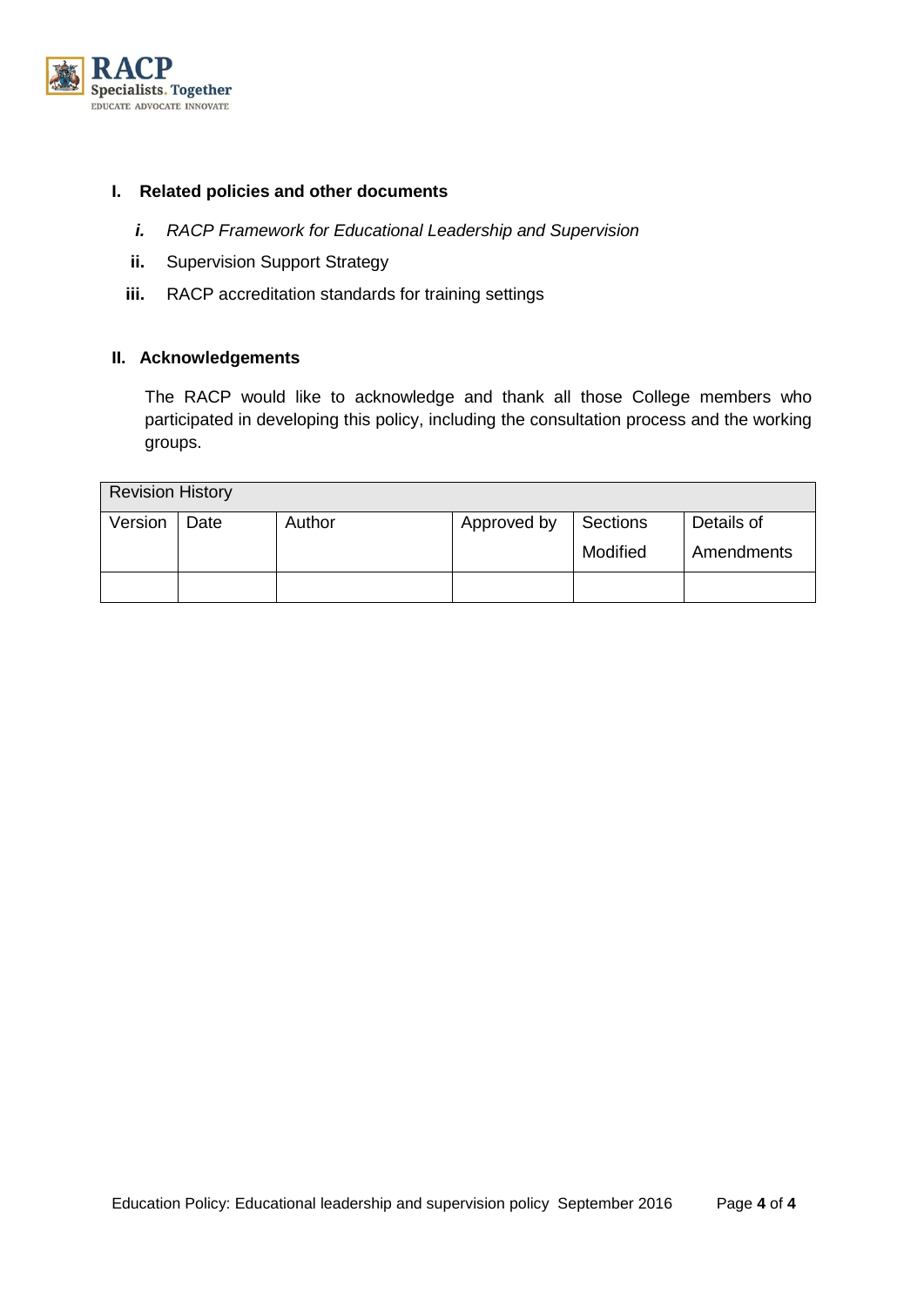## I. Related policies and other documents

i. *RACP Framework for Educational Leadership and Supervision*

ii. Supervision Support Strategy

iii. RACP accreditation standards for training settings

## II. Acknowledgements

The RACP would like to acknowledge and thank all those College members who participated in developing this policy, including the consultation process and the working groups.

| Revision History | | | | | |
|---|---|---|---|---|---|
| Version | Date | Author | Approved by | Sections Modified | Details of Amendments |
| | | | | | |